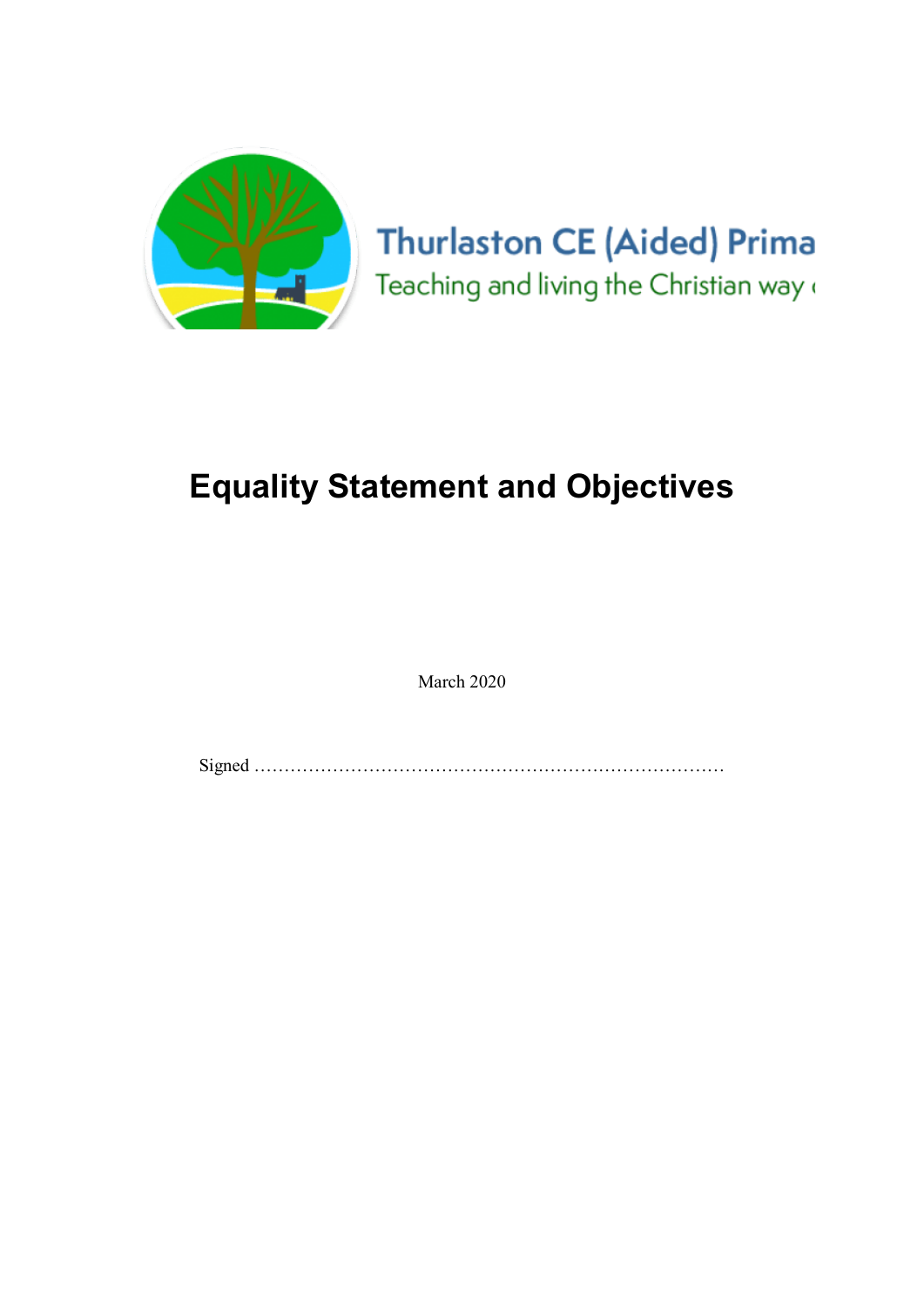Thurlaston CE (Aided) Prima

Teaching and living the Christian way

# Equality Statement and Objectives

March 2020

Signed ……………………………………………………………………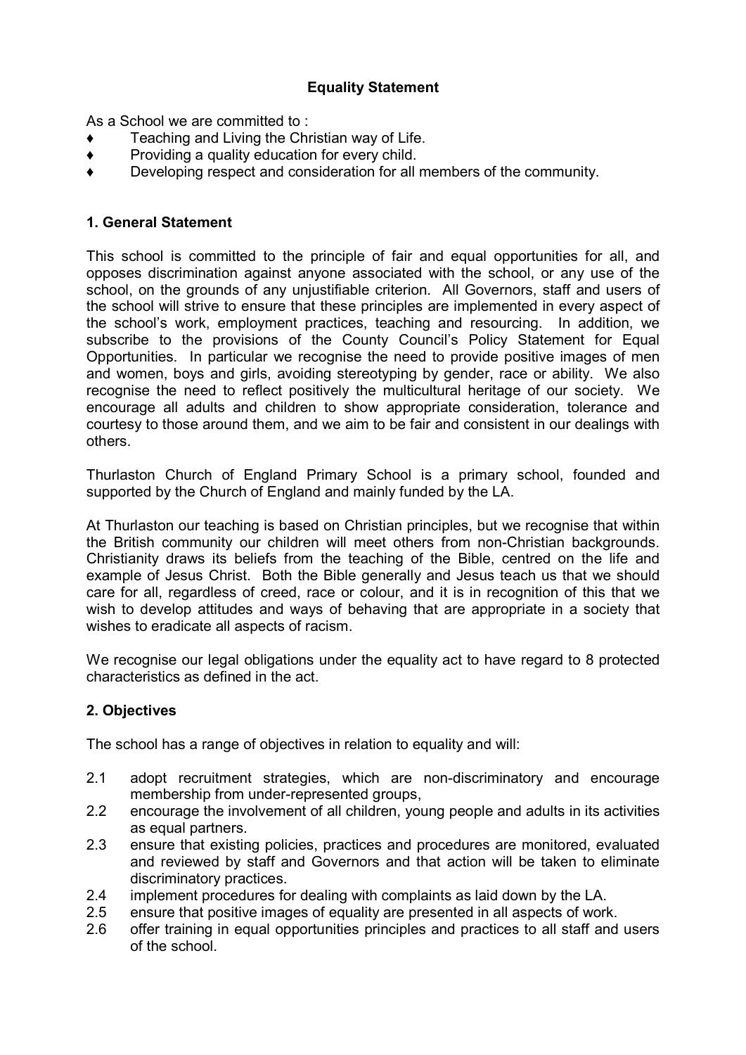## Equality Statement

As a School we are committed to :

- ♦ Teaching and Living the Christian way of Life.
- ♦ Providing a quality education for every child.
- ♦ Developing respect and consideration for all members of the community.

### 1. General Statement

This school is committed to the principle of fair and equal opportunities for all, and opposes discrimination against anyone associated with the school, or any use of the school, on the grounds of any unjustifiable criterion. All Governors, staff and users of the school will strive to ensure that these principles are implemented in every aspect of the school's work, employment practices, teaching and resourcing. In addition, we subscribe to the provisions of the County Council's Policy Statement for Equal Opportunities. In particular we recognise the need to provide positive images of men and women, boys and girls, avoiding stereotyping by gender, race or ability. We also recognise the need to reflect positively the multicultural heritage of our society. We encourage all adults and children to show appropriate consideration, tolerance and courtesy to those around them, and we aim to be fair and consistent in our dealings with others.

Thurlaston Church of England Primary School is a primary school, founded and supported by the Church of England and mainly funded by the LA.

At Thurlaston our teaching is based on Christian principles, but we recognise that within the British community our children will meet others from non-Christian backgrounds. Christianity draws its beliefs from the teaching of the Bible, centred on the life and example of Jesus Christ. Both the Bible generally and Jesus teach us that we should care for all, regardless of creed, race or colour, and it is in recognition of this that we wish to develop attitudes and ways of behaving that are appropriate in a society that wishes to eradicate all aspects of racism.

We recognise our legal obligations under the equality act to have regard to 8 protected characteristics as defined in the act.

### 2. Objectives

The school has a range of objectives in relation to equality and will:

2.1 adopt recruitment strategies, which are non-discriminatory and encourage membership from under-represented groups,

2.2 encourage the involvement of all children, young people and adults in its activities as equal partners.

2.3 ensure that existing policies, practices and procedures are monitored, evaluated and reviewed by staff and Governors and that action will be taken to eliminate discriminatory practices.

2.4 implement procedures for dealing with complaints as laid down by the LA.

2.5 ensure that positive images of equality are presented in all aspects of work.

2.6 offer training in equal opportunities principles and practices to all staff and users of the school.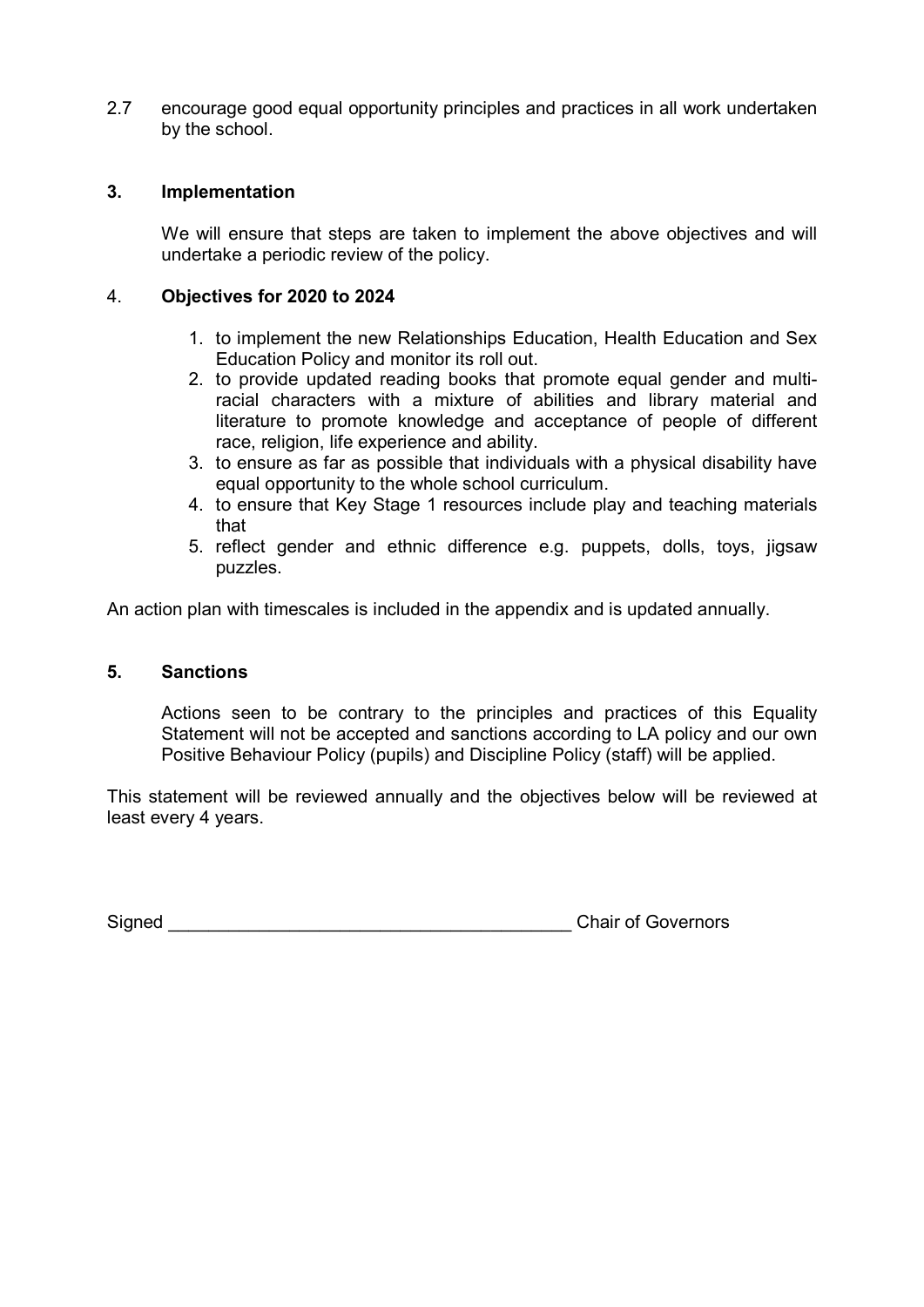2.7 encourage good equal opportunity principles and practices in all work undertaken by the school.

### 3. Implementation

We will ensure that steps are taken to implement the above objectives and will undertake a periodic review of the policy.

### 4. Objectives for 2020 to 2024

1. to implement the new Relationships Education, Health Education and Sex Education Policy and monitor its roll out.
2. to provide updated reading books that promote equal gender and multi-racial characters with a mixture of abilities and library material and literature to promote knowledge and acceptance of people of different race, religion, life experience and ability.
3. to ensure as far as possible that individuals with a physical disability have equal opportunity to the whole school curriculum.
4. to ensure that Key Stage 1 resources include play and teaching materials that
5. reflect gender and ethnic difference e.g. puppets, dolls, toys, jigsaw puzzles.

An action plan with timescales is included in the appendix and is updated annually.

### 5. Sanctions

Actions seen to be contrary to the principles and practices of this Equality Statement will not be accepted and sanctions according to LA policy and our own Positive Behaviour Policy (pupils) and Discipline Policy (staff) will be applied.

This statement will be reviewed annually and the objectives below will be reviewed at least every 4 years.

Signed ________________________________________ Chair of Governors